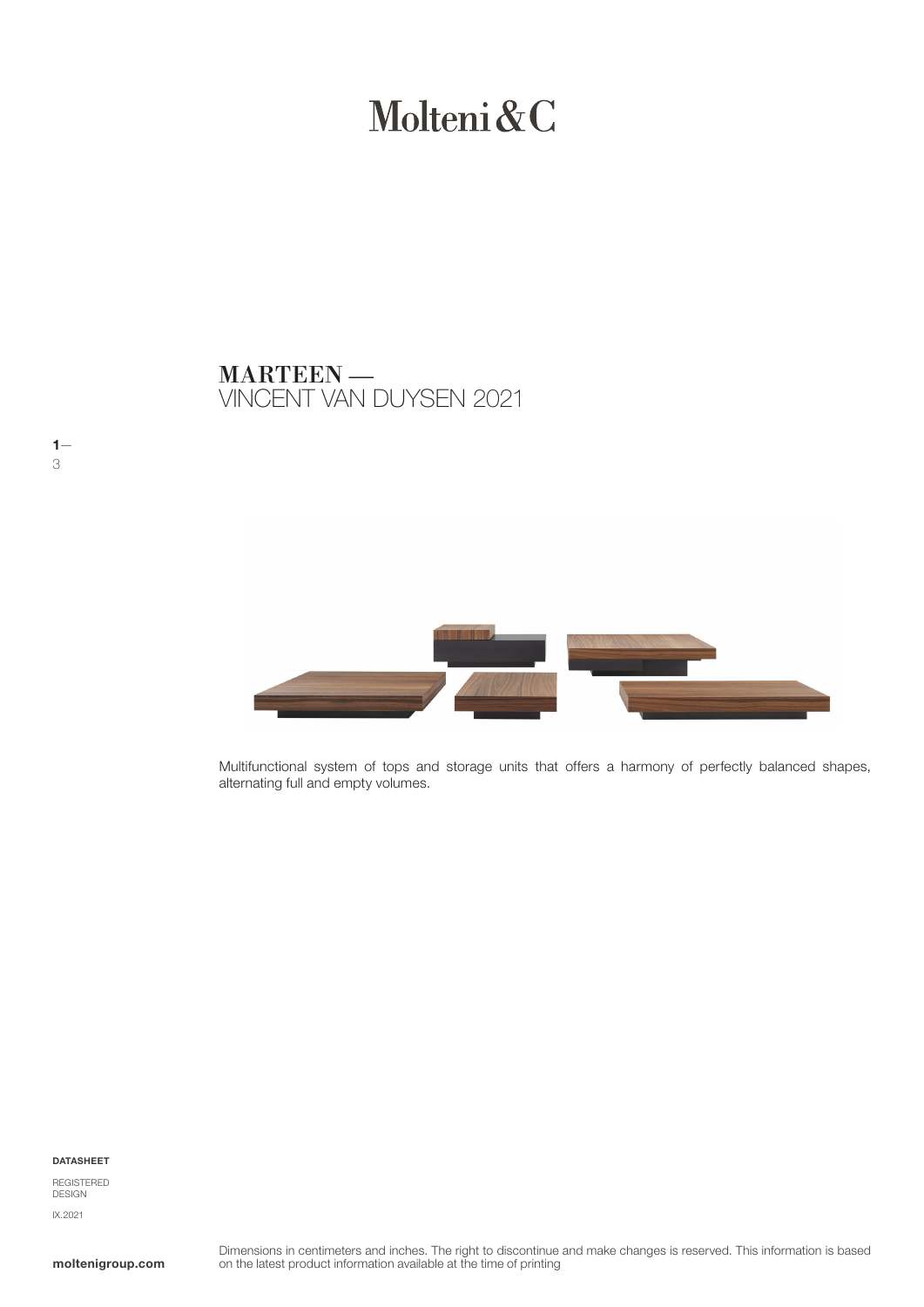Molteni&C

# MARTEEN —
VINCENT VAN DUYSEN 2021

Multifunctional system of tops and storage units that offers a harmony of perfectly balanced shapes, alternating full and empty volumes.

**DATASHEET**

REGISTERED
DESIGN

IX.2021

**moltenigroup.com**

Dimensions in centimeters and inches. The right to discontinue and make changes is reserved. This information is based on the latest product information available at the time of printing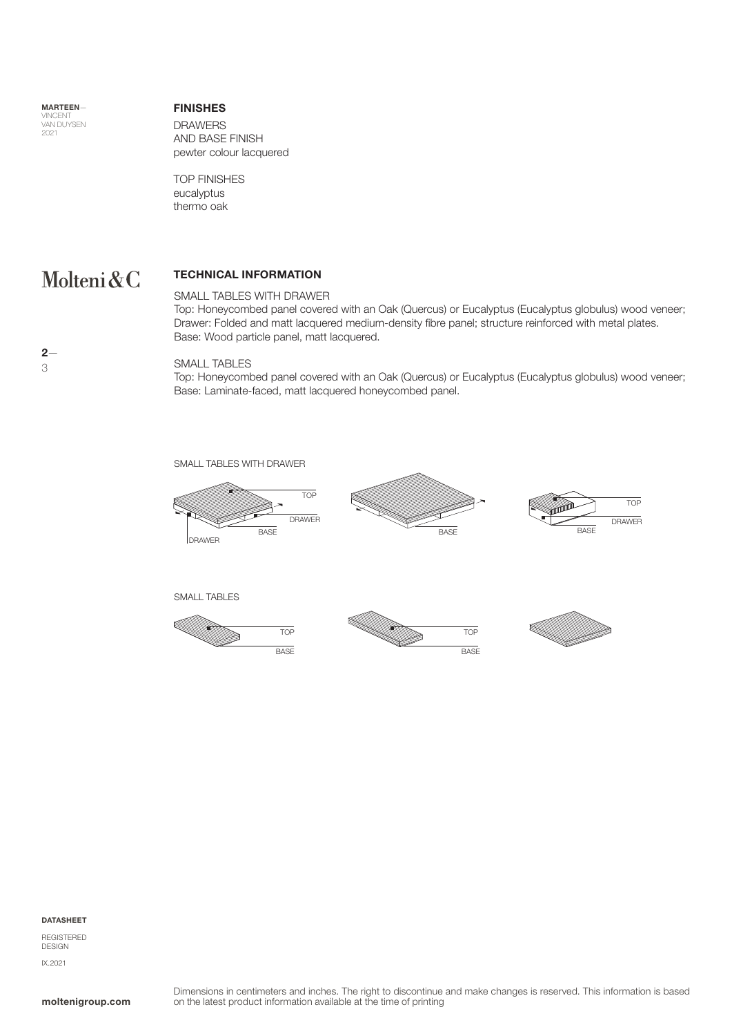**MARTEEN**—
VINCENT
VAN DUYSEN
2021

## FINISHES

DRAWERS
AND BASE FINISH
pewter colour lacquered

TOP FINISHES
eucalyptus
thermo oak

Molteni&C

## TECHNICAL INFORMATION

SMALL TABLES WITH DRAWER
Top: Honeycombed panel covered with an Oak (Quercus) or Eucalyptus (Eucalyptus globulus) wood veneer;
Drawer: Folded and matt lacquered medium-density fibre panel; structure reinforced with metal plates.
Base: Wood particle panel, matt lacquered.

SMALL TABLES
Top: Honeycombed panel covered with an Oak (Quercus) or Eucalyptus (Eucalyptus globulus) wood veneer;
Base: Laminate-faced, matt lacquered honeycombed panel.

SMALL TABLES WITH DRAWER

TOP
DRAWER
BASE
DRAWER

BASE

TOP
DRAWER
BASE

SMALL TABLES

TOP
BASE

TOP
BASE

**DATASHEET**

REGISTERED
DESIGN

IX.2021

**moltenigroup.com**

Dimensions in centimeters and inches. The right to discontinue and make changes is reserved. This information is based on the latest product information available at the time of printing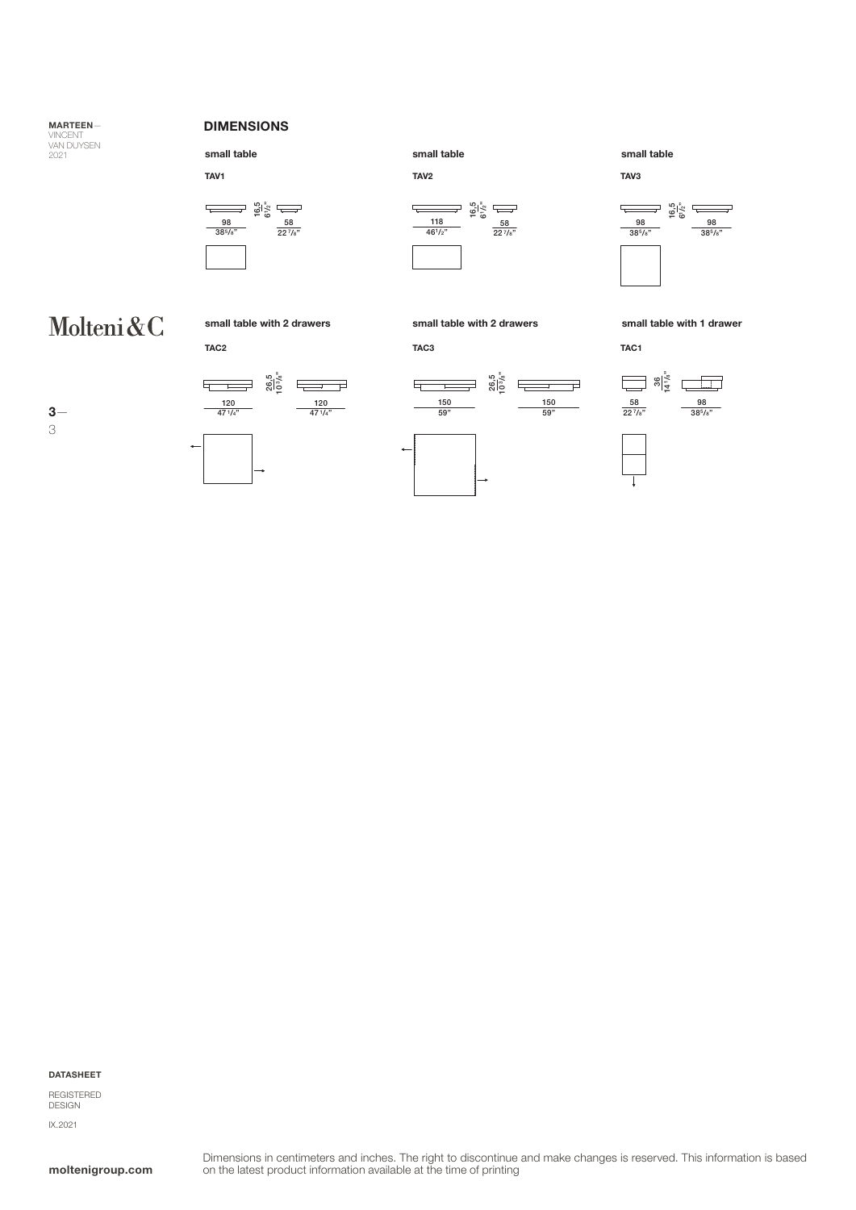MARTEEN— VINCENT VAN DUYSEN 2021

Molteni&C

## DIMENSIONS

**small table**

**TAV1**

16,5 / 6 1/2"

98 / 38 5/8"

58 / 22 7/8"

**small table**

**TAV2**

16,5 / 6 1/2"

118 / 46 1/2"

58 / 22 7/8"

**small table**

**TAV3**

16,5 / 6 1/2"

98 / 38 5/8"

98 / 38 5/8"

**small table with 2 drawers**

**TAC2**

26,5 / 10 3/8"

120 / 47 1/4"

120 / 47 1/4"

**small table with 2 drawers**

**TAC3**

26,5 / 10 3/8"

150 / 59"

150 / 59"

**small table with 1 drawer**

**TAC1**

36 / 14 1/8"

58 / 22 7/8"

98 / 38 5/8"

**DATASHEET**

REGISTERED DESIGN

IX.2021

**moltenigroup.com**

Dimensions in centimeters and inches. The right to discontinue and make changes is reserved. This information is based on the latest product information available at the time of printing